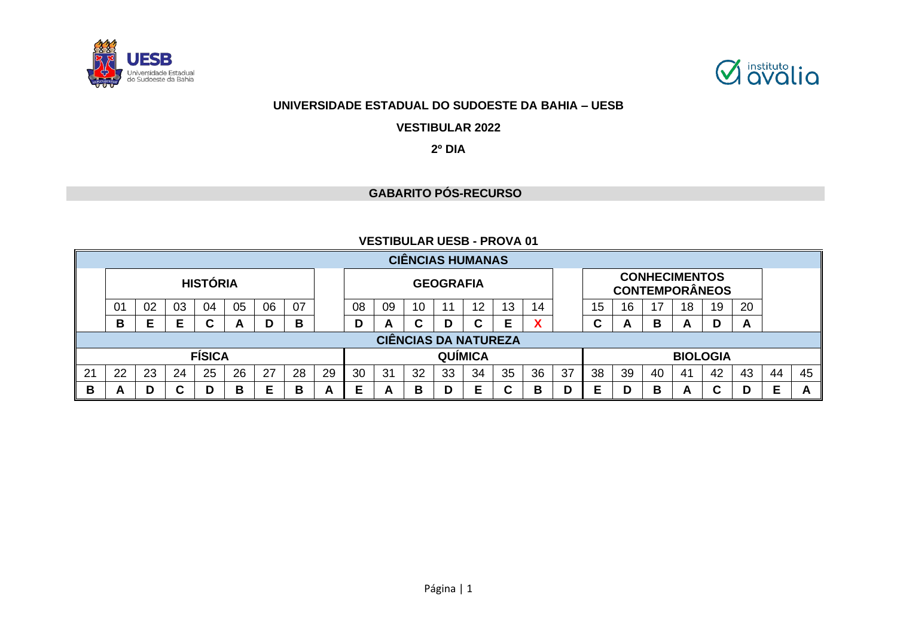**UNIVERSIDADE ESTADUAL DO SUDOESTE DA BAHIA – UESB**

**VESTIBULAR 2022**

**2º DIA**

## GABARITO PÓS-RECURSO

### VESTIBULAR UESB - PROVA 01

**CIÊNCIAS HUMANAS**

| HISTÓRIA | | | | | | | GEOGRAFIA | | | | | | | CONHECIMENTOS CONTEMPORÂNEOS | | | | | |
|---|---|---|---|---|---|---|---|---|---|---|---|---|---|---|---|---|---|---|---|
| 01 | 02 | 03 | 04 | 05 | 06 | 07 | 08 | 09 | 10 | 11 | 12 | 13 | 14 | 15 | 16 | 17 | 18 | 19 | 20 |
| B | E | E | C | A | D | B | D | A | C | D | C | E | X | C | A | B | A | D | A |

**CIÊNCIAS DA NATUREZA**

| FÍSICA | | | | | | | | | QUÍMICA | | | | | | | | BIOLOGIA | | | | | | | |
|---|---|---|---|---|---|---|---|---|---|---|---|---|---|---|---|---|---|---|---|---|---|---|---|---|
| 21 | 22 | 23 | 24 | 25 | 26 | 27 | 28 | 29 | 30 | 31 | 32 | 33 | 34 | 35 | 36 | 37 | 38 | 39 | 40 | 41 | 42 | 43 | 44 | 45 |
| B | A | D | C | D | B | E | B | A | E | A | B | D | E | C | B | D | E | D | B | A | C | D | E | A |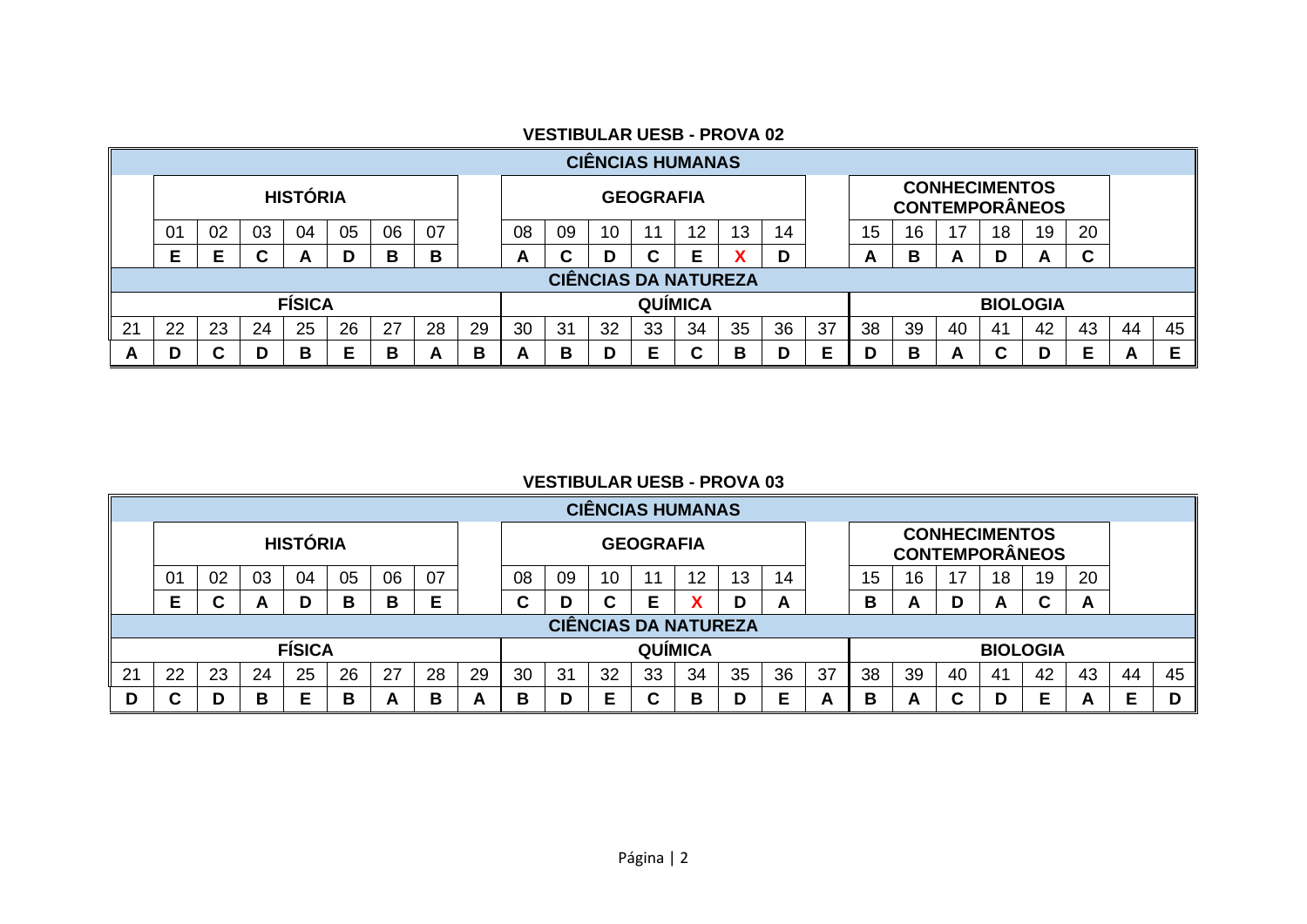## VESTIBULAR UESB - PROVA 02

| CIÊNCIAS HUMANAS | | | | | | | | | | | | | | | | | | | | | | | | |
|---|---|---|---|---|---|---|---|---|---|---|---|---|---|---|---|---|---|---|---|---|---|---|---|---|
| | HISTÓRIA | | | | | | | | GEOGRAFIA | | | | | | | | CONHECIMENTOS CONTEMPORÂNEOS | | | | | | | |
| | 01 | 02 | 03 | 04 | 05 | 06 | 07 | | 08 | 09 | 10 | 11 | 12 | 13 | 14 | | 15 | 16 | 17 | 18 | 19 | 20 | | |
| | E | E | C | A | D | B | B | | A | C | D | C | E | X | D | | A | B | A | D | A | C | | |
| CIÊNCIAS DA NATUREZA | | | | | | | | | | | | | | | | | | | | | | | | |
| FÍSICA | | | | | | | | | QUÍMICA | | | | | | | | BIOLOGIA | | | | | | | |
| 21 | 22 | 23 | 24 | 25 | 26 | 27 | 28 | 29 | 30 | 31 | 32 | 33 | 34 | 35 | 36 | 37 | 38 | 39 | 40 | 41 | 42 | 43 | 44 | 45 |
| A | D | C | D | B | E | B | A | B | A | B | D | E | C | B | D | E | D | B | A | C | D | E | A | E |

## VESTIBULAR UESB - PROVA 03

| CIÊNCIAS HUMANAS | | | | | | | | | | | | | | | | | | | | | | | | |
|---|---|---|---|---|---|---|---|---|---|---|---|---|---|---|---|---|---|---|---|---|---|---|---|---|
| | HISTÓRIA | | | | | | | | GEOGRAFIA | | | | | | | | CONHECIMENTOS CONTEMPORÂNEOS | | | | | | | |
| | 01 | 02 | 03 | 04 | 05 | 06 | 07 | | 08 | 09 | 10 | 11 | 12 | 13 | 14 | | 15 | 16 | 17 | 18 | 19 | 20 | | |
| | E | C | A | D | B | B | E | | C | D | C | E | X | D | A | | B | A | D | A | C | A | | |
| CIÊNCIAS DA NATUREZA | | | | | | | | | | | | | | | | | | | | | | | | |
| FÍSICA | | | | | | | | | QUÍMICA | | | | | | | | BIOLOGIA | | | | | | | |
| 21 | 22 | 23 | 24 | 25 | 26 | 27 | 28 | 29 | 30 | 31 | 32 | 33 | 34 | 35 | 36 | 37 | 38 | 39 | 40 | 41 | 42 | 43 | 44 | 45 |
| D | C | D | B | E | B | A | B | A | B | D | E | C | B | D | E | A | B | A | C | D | E | A | E | D |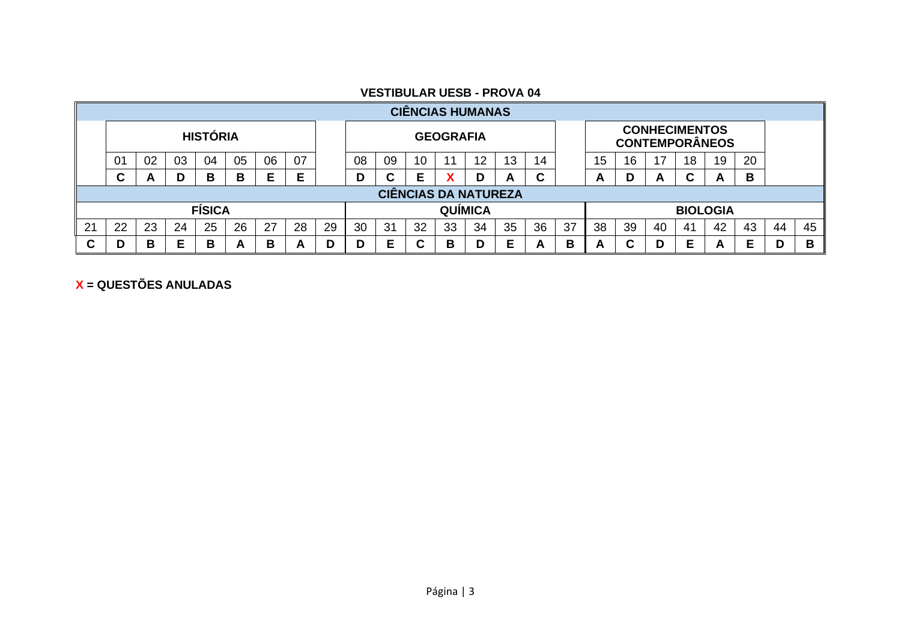## VESTIBULAR UESB - PROVA 04

| CIÊNCIAS HUMANAS | | | | | | | | | | | | | | | | | | | | | | | | |
|---|---|---|---|---|---|---|---|---|---|---|---|---|---|---|---|---|---|---|---|---|---|---|---|---|
| | HISTÓRIA | | | | | | | | GEOGRAFIA | | | | | | | | CONHECIMENTOS CONTEMPORÂNEOS | | | | | | | |
| | 01 | 02 | 03 | 04 | 05 | 06 | 07 | | 08 | 09 | 10 | 11 | 12 | 13 | 14 | | 15 | 16 | 17 | 18 | 19 | 20 | | |
| | C | A | D | B | B | E | E | | D | C | E | X | D | A | C | | A | D | A | C | A | B | | |
| CIÊNCIAS DA NATUREZA | | | | | | | | | | | | | | | | | | | | | | | | |
| FÍSICA | | | | | | | | | QUÍMICA | | | | | | | | BIOLOGIA | | | | | | | |
| 21 | 22 | 23 | 24 | 25 | 26 | 27 | 28 | 29 | 30 | 31 | 32 | 33 | 34 | 35 | 36 | 37 | 38 | 39 | 40 | 41 | 42 | 43 | 44 | 45 |
| C | D | B | E | B | A | B | A | D | D | E | C | B | D | E | A | B | A | C | D | E | A | E | D | B |

X = QUESTÕES ANULADAS